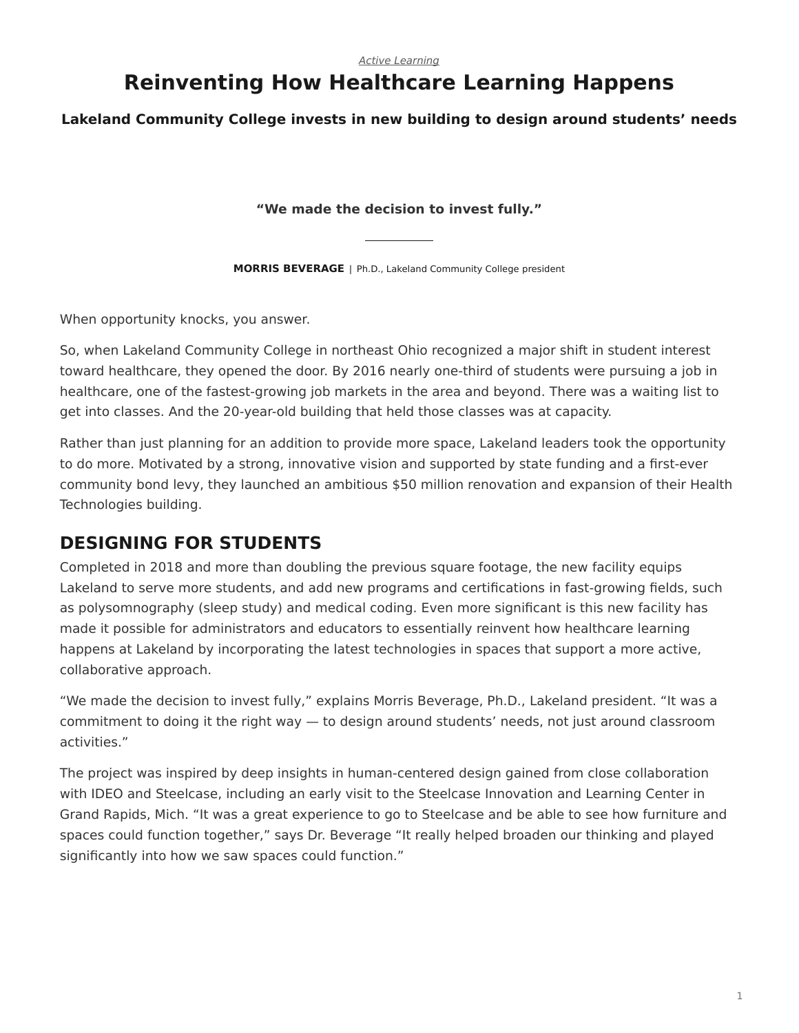*Active Learning*

# Reinventing How Healthcare Learning Happens

### Lakeland Community College invests in new building to design around students' needs

**"We made the decision to invest fully."**

**MORRIS BEVERAGE** | Ph.D., Lakeland Community College president

When opportunity knocks, you answer.

So, when Lakeland Community College in northeast Ohio recognized a major shift in student interest toward healthcare, they opened the door. By 2016 nearly one-third of students were pursuing a job in healthcare, one of the fastest-growing job markets in the area and beyond. There was a waiting list to get into classes. And the 20-year-old building that held those classes was at capacity.

Rather than just planning for an addition to provide more space, Lakeland leaders took the opportunity to do more. Motivated by a strong, innovative vision and supported by state funding and a first-ever community bond levy, they launched an ambitious $50 million renovation and expansion of their Health Technologies building.

## DESIGNING FOR STUDENTS

Completed in 2018 and more than doubling the previous square footage, the new facility equips Lakeland to serve more students, and add new programs and certifications in fast-growing fields, such as polysomnography (sleep study) and medical coding. Even more significant is this new facility has made it possible for administrators and educators to essentially reinvent how healthcare learning happens at Lakeland by incorporating the latest technologies in spaces that support a more active, collaborative approach.

"We made the decision to invest fully," explains Morris Beverage, Ph.D., Lakeland president. "It was a commitment to doing it the right way — to design around students' needs, not just around classroom activities."

The project was inspired by deep insights in human-centered design gained from close collaboration with IDEO and Steelcase, including an early visit to the Steelcase Innovation and Learning Center in Grand Rapids, Mich. "It was a great experience to go to Steelcase and be able to see how furniture and spaces could function together," says Dr. Beverage "It really helped broaden our thinking and played significantly into how we saw spaces could function."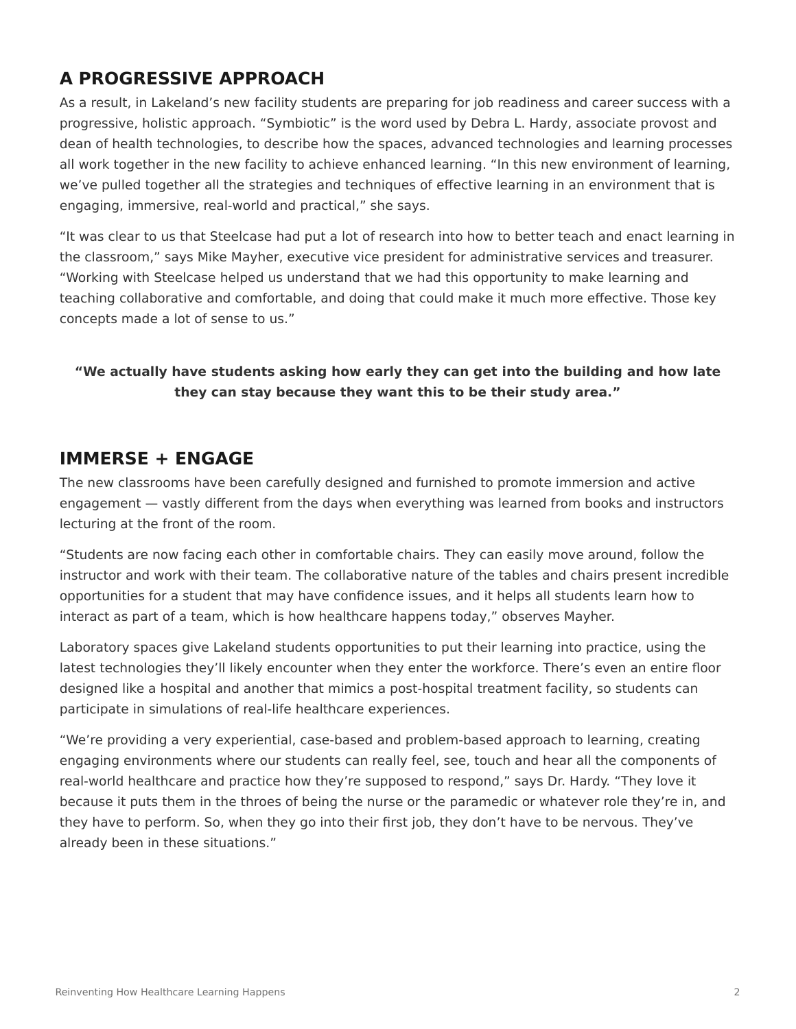## A PROGRESSIVE APPROACH

As a result, in Lakeland's new facility students are preparing for job readiness and career success with a progressive, holistic approach. "Symbiotic" is the word used by Debra L. Hardy, associate provost and dean of health technologies, to describe how the spaces, advanced technologies and learning processes all work together in the new facility to achieve enhanced learning. "In this new environment of learning, we've pulled together all the strategies and techniques of effective learning in an environment that is engaging, immersive, real-world and practical," she says.

"It was clear to us that Steelcase had put a lot of research into how to better teach and enact learning in the classroom," says Mike Mayher, executive vice president for administrative services and treasurer. "Working with Steelcase helped us understand that we had this opportunity to make learning and teaching collaborative and comfortable, and doing that could make it much more effective. Those key concepts made a lot of sense to us."

**"We actually have students asking how early they can get into the building and how late they can stay because they want this to be their study area."**

## IMMERSE + ENGAGE

The new classrooms have been carefully designed and furnished to promote immersion and active engagement — vastly different from the days when everything was learned from books and instructors lecturing at the front of the room.

"Students are now facing each other in comfortable chairs. They can easily move around, follow the instructor and work with their team. The collaborative nature of the tables and chairs present incredible opportunities for a student that may have confidence issues, and it helps all students learn how to interact as part of a team, which is how healthcare happens today," observes Mayher.

Laboratory spaces give Lakeland students opportunities to put their learning into practice, using the latest technologies they'll likely encounter when they enter the workforce. There's even an entire floor designed like a hospital and another that mimics a post-hospital treatment facility, so students can participate in simulations of real-life healthcare experiences.

"We're providing a very experiential, case-based and problem-based approach to learning, creating engaging environments where our students can really feel, see, touch and hear all the components of real-world healthcare and practice how they're supposed to respond," says Dr. Hardy. "They love it because it puts them in the throes of being the nurse or the paramedic or whatever role they're in, and they have to perform. So, when they go into their first job, they don't have to be nervous. They've already been in these situations."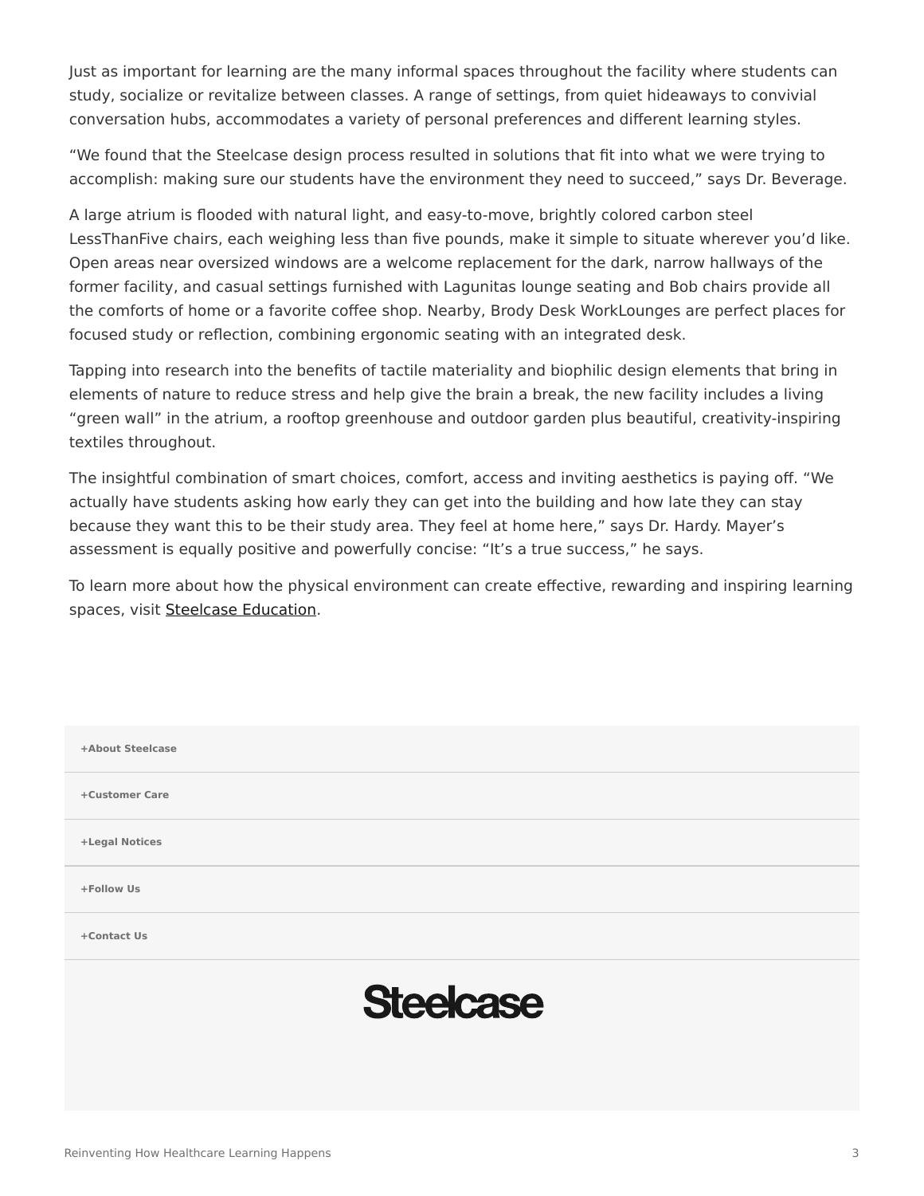Just as important for learning are the many informal spaces throughout the facility where students can study, socialize or revitalize between classes. A range of settings, from quiet hideaways to convivial conversation hubs, accommodates a variety of personal preferences and different learning styles.

“We found that the Steelcase design process resulted in solutions that fit into what we were trying to accomplish: making sure our students have the environment they need to succeed,” says Dr. Beverage.

A large atrium is flooded with natural light, and easy-to-move, brightly colored carbon steel LessThanFive chairs, each weighing less than five pounds, make it simple to situate wherever you’d like. Open areas near oversized windows are a welcome replacement for the dark, narrow hallways of the former facility, and casual settings furnished with Lagunitas lounge seating and Bob chairs provide all the comforts of home or a favorite coffee shop. Nearby, Brody Desk WorkLounges are perfect places for focused study or reflection, combining ergonomic seating with an integrated desk.

Tapping into research into the benefits of tactile materiality and biophilic design elements that bring in elements of nature to reduce stress and help give the brain a break, the new facility includes a living “green wall” in the atrium, a rooftop greenhouse and outdoor garden plus beautiful, creativity-inspiring textiles throughout.

The insightful combination of smart choices, comfort, access and inviting aesthetics is paying off. “We actually have students asking how early they can get into the building and how late they can stay because they want this to be their study area. They feel at home here,” says Dr. Hardy. Mayer’s assessment is equally positive and powerfully concise: “It’s a true success,” he says.

To learn more about how the physical environment can create effective, rewarding and inspiring learning spaces, visit Steelcase Education.

**+About Steelcase**

**+Customer Care**

**+Legal Notices**

**+Follow Us**

**+Contact Us**

Steelcase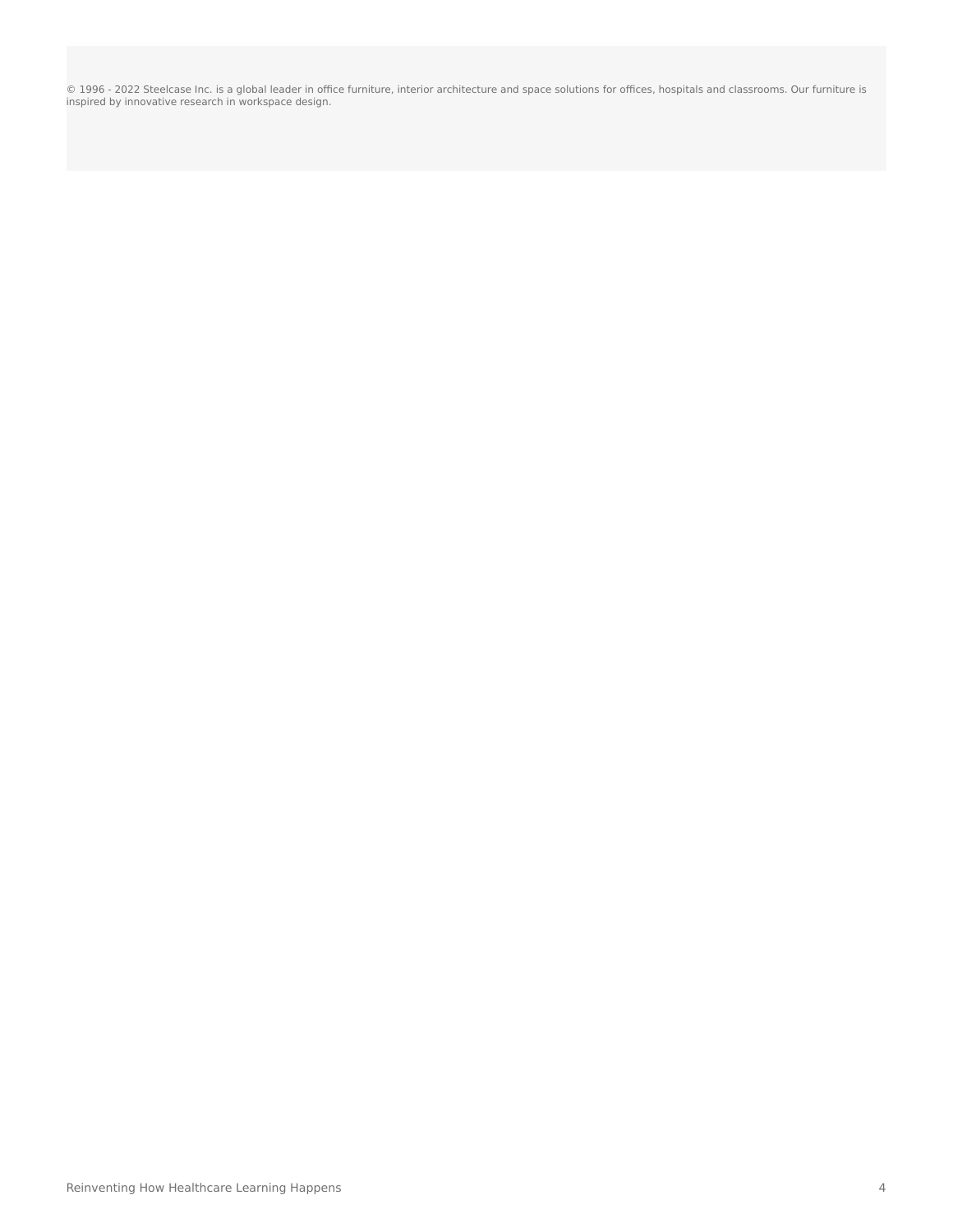© 1996 - 2022 Steelcase Inc. is a global leader in office furniture, interior architecture and space solutions for offices, hospitals and classrooms. Our furniture is inspired by innovative research in workspace design.